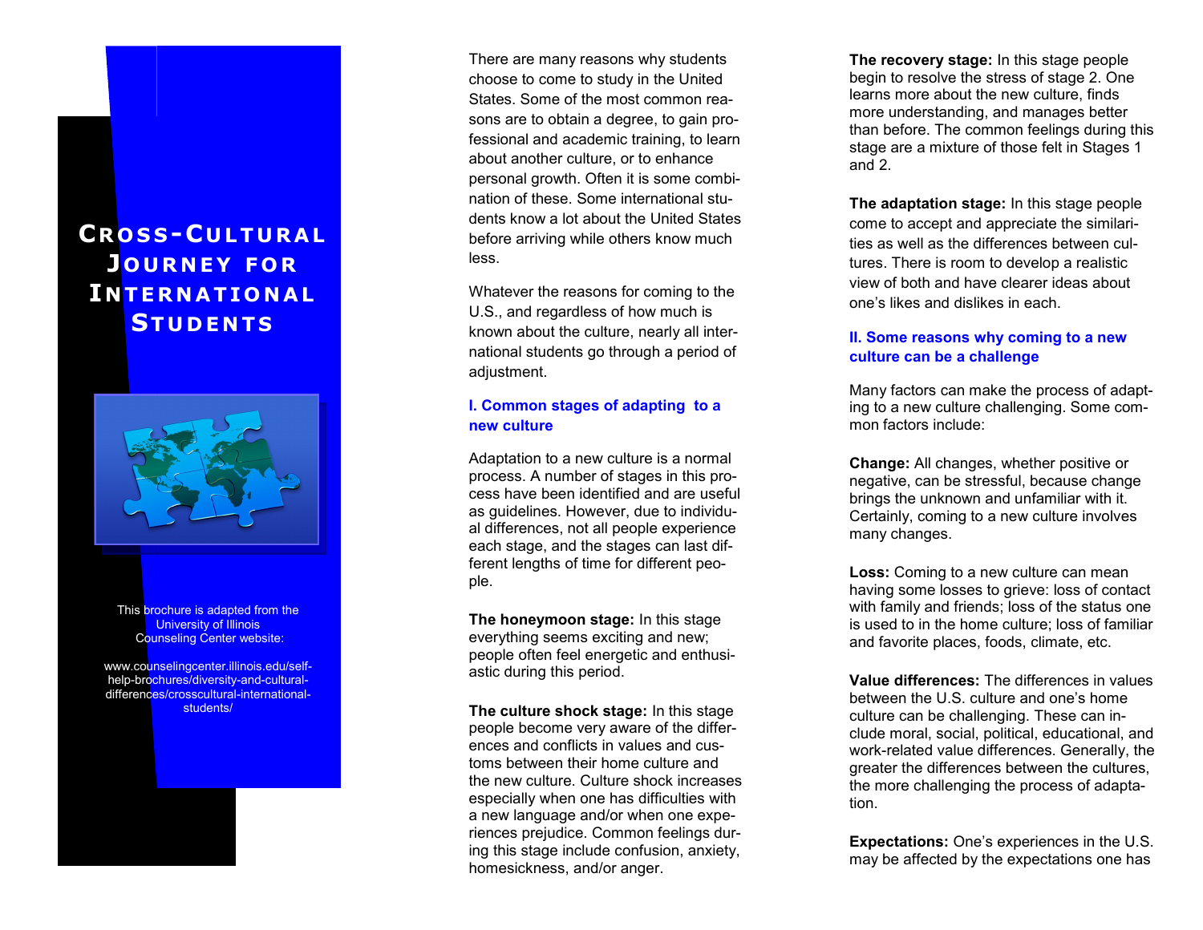# Cross-Cultural Journey for International Students

This brochure is adapted from the University of Illinois Counseling Center website:

www.counselingcenter.illinois.edu/self-help-brochures/diversity-and-cultural-differences/crosscultural-international-students/

There are many reasons why students choose to come to study in the United States. Some of the most common reasons are to obtain a degree, to gain professional and academic training, to learn about another culture, or to enhance personal growth. Often it is some combination of these. Some international students know a lot about the United States before arriving while others know much less.

Whatever the reasons for coming to the U.S., and regardless of how much is known about the culture, nearly all international students go through a period of adjustment.

## I. Common stages of adapting to a new culture

Adaptation to a new culture is a normal process. A number of stages in this process have been identified and are useful as guidelines. However, due to individual differences, not all people experience each stage, and the stages can last different lengths of time for different people.

**The honeymoon stage:** In this stage everything seems exciting and new; people often feel energetic and enthusiastic during this period.

**The culture shock stage:** In this stage people become very aware of the differences and conflicts in values and customs between their home culture and the new culture. Culture shock increases especially when one has difficulties with a new language and/or when one experiences prejudice. Common feelings during this stage include confusion, anxiety, homesickness, and/or anger.

**The recovery stage:** In this stage people begin to resolve the stress of stage 2. One learns more about the new culture, finds more understanding, and manages better than before. The common feelings during this stage are a mixture of those felt in Stages 1 and 2.

**The adaptation stage:** In this stage people come to accept and appreciate the similarities as well as the differences between cultures. There is room to develop a realistic view of both and have clearer ideas about one's likes and dislikes in each.

## II. Some reasons why coming to a new culture can be a challenge

Many factors can make the process of adapting to a new culture challenging. Some common factors include:

**Change:** All changes, whether positive or negative, can be stressful, because change brings the unknown and unfamiliar with it. Certainly, coming to a new culture involves many changes.

**Loss:** Coming to a new culture can mean having some losses to grieve: loss of contact with family and friends; loss of the status one is used to in the home culture; loss of familiar and favorite places, foods, climate, etc.

**Value differences:** The differences in values between the U.S. culture and one's home culture can be challenging. These can include moral, social, political, educational, and work-related value differences. Generally, the greater the differences between the cultures, the more challenging the process of adaptation.

**Expectations:** One's experiences in the U.S. may be affected by the expectations one has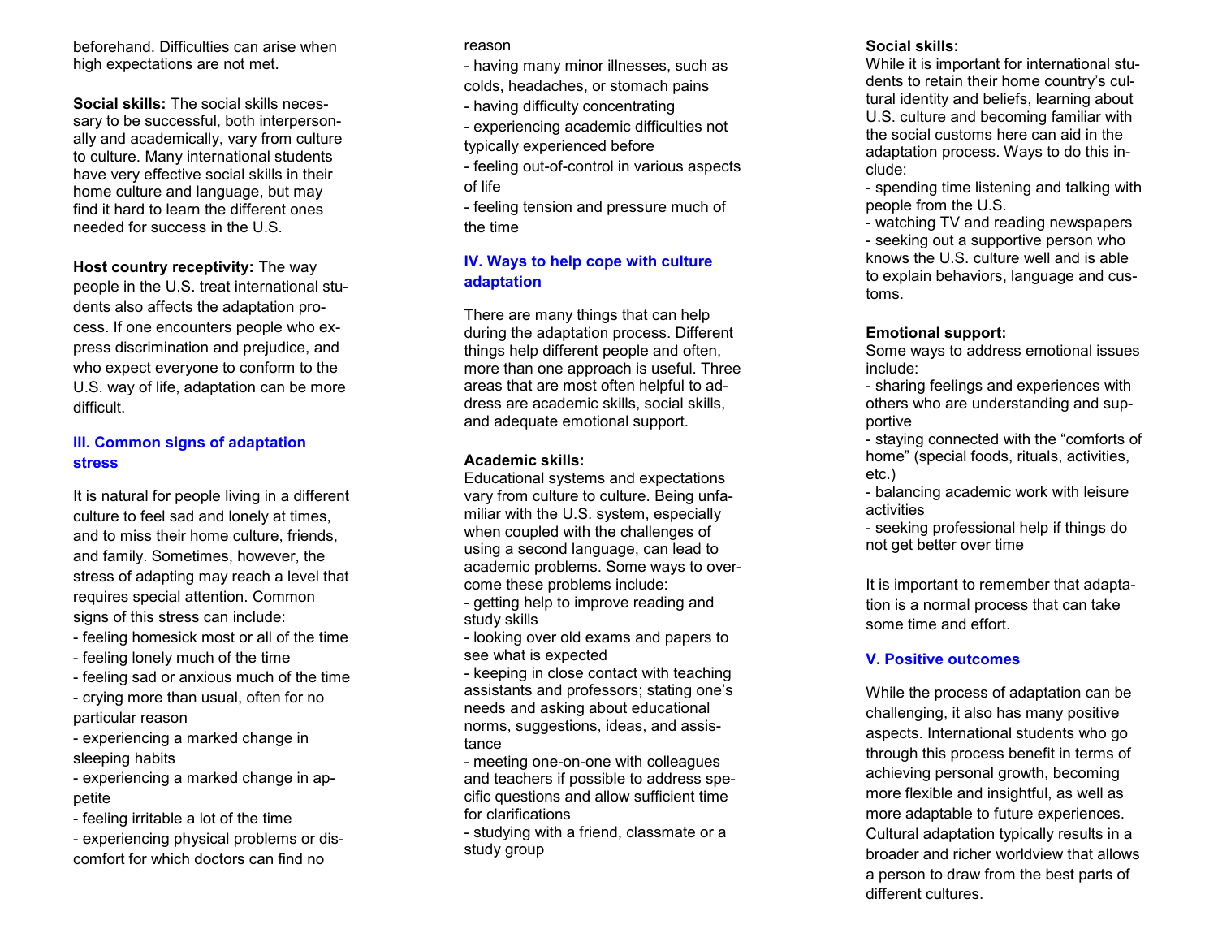beforehand. Difficulties can arise when high expectations are not met.

**Social skills:** The social skills necessary to be successful, both interpersonally and academically, vary from culture to culture. Many international students have very effective social skills in their home culture and language, but may find it hard to learn the different ones needed for success in the U.S.

**Host country receptivity:** The way people in the U.S. treat international students also affects the adaptation process. If one encounters people who express discrimination and prejudice, and who expect everyone to conform to the U.S. way of life, adaptation can be more difficult.

## III. Common signs of adaptation stress

It is natural for people living in a different culture to feel sad and lonely at times, and to miss their home culture, friends, and family. Sometimes, however, the stress of adapting may reach a level that requires special attention. Common signs of this stress can include:

- feeling homesick most or all of the time
- feeling lonely much of the time
- feeling sad or anxious much of the time
- crying more than usual, often for no particular reason
- experiencing a marked change in sleeping habits
- experiencing a marked change in appetite
- feeling irritable a lot of the time
- experiencing physical problems or discomfort for which doctors can find no reason
- having many minor illnesses, such as colds, headaches, or stomach pains
- having difficulty concentrating
- experiencing academic difficulties not typically experienced before
- feeling out-of-control in various aspects of life
- feeling tension and pressure much of the time

## IV. Ways to help cope with culture adaptation

There are many things that can help during the adaptation process. Different things help different people and often, more than one approach is useful. Three areas that are most often helpful to address are academic skills, social skills, and adequate emotional support.

**Academic skills:**
Educational systems and expectations vary from culture to culture. Being unfamiliar with the U.S. system, especially when coupled with the challenges of using a second language, can lead to academic problems. Some ways to overcome these problems include:

- getting help to improve reading and study skills
- looking over old exams and papers to see what is expected
- keeping in close contact with teaching assistants and professors; stating one's needs and asking about educational norms, suggestions, ideas, and assistance
- meeting one-on-one with colleagues and teachers if possible to address specific questions and allow sufficient time for clarifications
- studying with a friend, classmate or a study group

**Social skills:**
While it is important for international students to retain their home country's cultural identity and beliefs, learning about U.S. culture and becoming familiar with the social customs here can aid in the adaptation process. Ways to do this include:

- spending time listening and talking with people from the U.S.
- watching TV and reading newspapers
- seeking out a supportive person who knows the U.S. culture well and is able to explain behaviors, language and customs.

**Emotional support:**
Some ways to address emotional issues include:

- sharing feelings and experiences with others who are understanding and supportive
- staying connected with the "comforts of home" (special foods, rituals, activities, etc.)
- balancing academic work with leisure activities
- seeking professional help if things do not get better over time

It is important to remember that adaptation is a normal process that can take some time and effort.

## V. Positive outcomes

While the process of adaptation can be challenging, it also has many positive aspects. International students who go through this process benefit in terms of achieving personal growth, becoming more flexible and insightful, as well as more adaptable to future experiences. Cultural adaptation typically results in a broader and richer worldview that allows a person to draw from the best parts of different cultures.